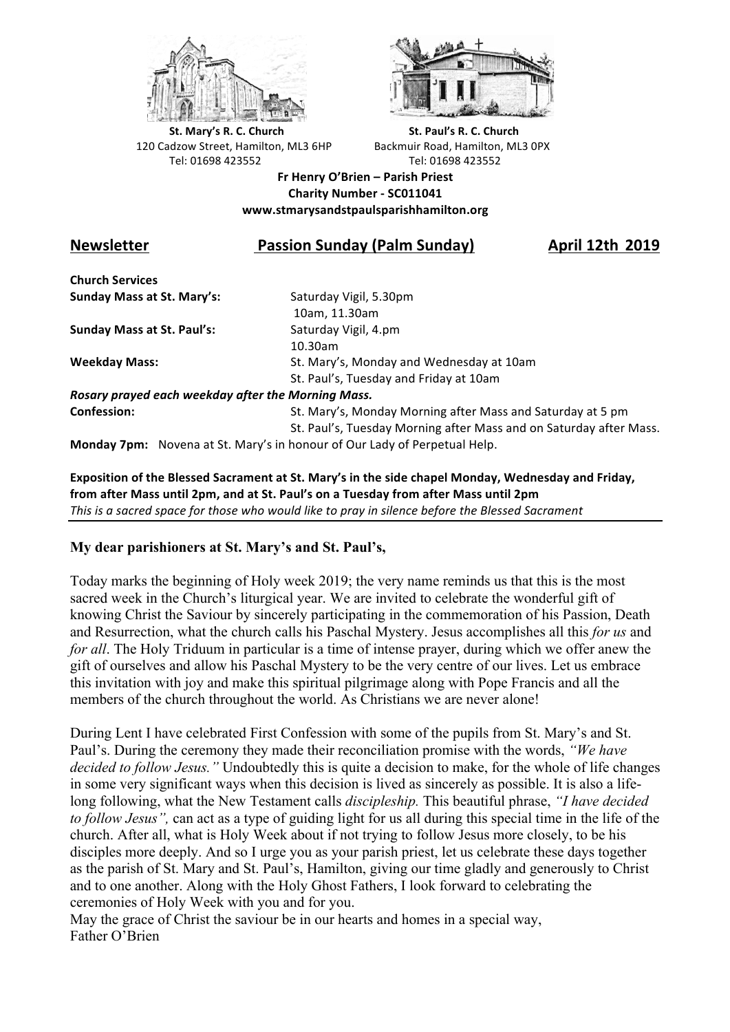**St. Mary's R. C. Church**
120 Cadzow Street, Hamilton, ML3 6HP
Tel: 01698 423552

**St. Paul's R. C. Church**
Backmuir Road, Hamilton, ML3 0PX
Tel: 01698 423552

**Fr Henry O'Brien – Parish Priest**
**Charity Number - SC011041**
**www.stmarysandstpaulsparishhamilton.org**

## Newsletter — Passion Sunday (Palm Sunday) — April 12th 2019

**Church Services**

| | |
|---|---|
| **Sunday Mass at St. Mary's:** | Saturday Vigil, 5.30pm |
| | 10am, 11.30am |
| **Sunday Mass at St. Paul's:** | Saturday Vigil, 4.pm |
| | 10.30am |
| **Weekday Mass:** | St. Mary's, Monday and Wednesday at 10am |
| | St. Paul's, Tuesday and Friday at 10am |

***Rosary prayed each weekday after the Morning Mass.***

| | |
|---|---|
| **Confession:** | St. Mary's, Monday Morning after Mass and Saturday at 5 pm |
| | St. Paul's, Tuesday Morning after Mass and on Saturday after Mass. |

**Monday 7pm:** Novena at St. Mary's in honour of Our Lady of Perpetual Help.

**Exposition of the Blessed Sacrament at St. Mary's in the side chapel Monday, Wednesday and Friday, from after Mass until 2pm, and at St. Paul's on a Tuesday from after Mass until 2pm**
*This is a sacred space for those who would like to pray in silence before the Blessed Sacrament*

**My dear parishioners at St. Mary's and St. Paul's,**

Today marks the beginning of Holy week 2019; the very name reminds us that this is the most sacred week in the Church's liturgical year. We are invited to celebrate the wonderful gift of knowing Christ the Saviour by sincerely participating in the commemoration of his Passion, Death and Resurrection, what the church calls his Paschal Mystery. Jesus accomplishes all this *for us* and *for all*. The Holy Triduum in particular is a time of intense prayer, during which we offer anew the gift of ourselves and allow his Paschal Mystery to be the very centre of our lives. Let us embrace this invitation with joy and make this spiritual pilgrimage along with Pope Francis and all the members of the church throughout the world. As Christians we are never alone!

During Lent I have celebrated First Confession with some of the pupils from St. Mary's and St. Paul's. During the ceremony they made their reconciliation promise with the words, *"We have decided to follow Jesus."* Undoubtedly this is quite a decision to make, for the whole of life changes in some very significant ways when this decision is lived as sincerely as possible. It is also a life-long following, what the New Testament calls *discipleship.* This beautiful phrase, *"I have decided to follow Jesus",* can act as a type of guiding light for us all during this special time in the life of the church. After all, what is Holy Week about if not trying to follow Jesus more closely, to be his disciples more deeply. And so I urge you as your parish priest, let us celebrate these days together as the parish of St. Mary and St. Paul's, Hamilton, giving our time gladly and generously to Christ and to one another. Along with the Holy Ghost Fathers, I look forward to celebrating the ceremonies of Holy Week with you and for you.
May the grace of Christ the saviour be in our hearts and homes in a special way,
Father O'Brien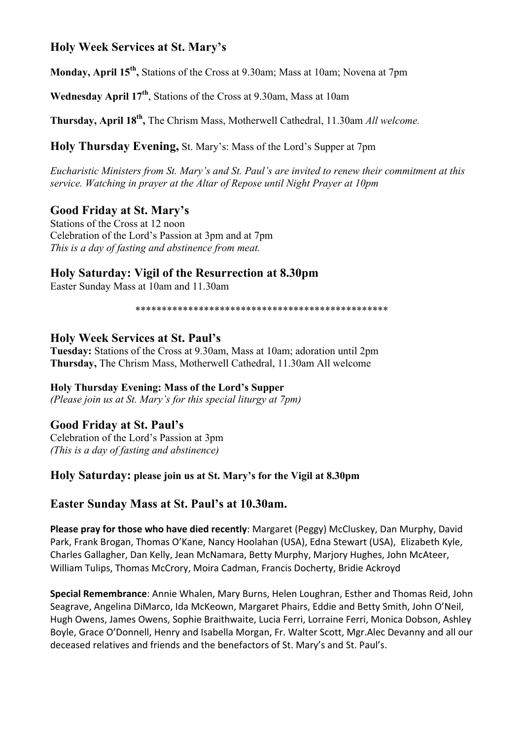## Holy Week Services at St. Mary's

**Monday, April 15th,** Stations of the Cross at 9.30am; Mass at 10am; Novena at 7pm

**Wednesday April 17th**, Stations of the Cross at 9.30am, Mass at 10am

**Thursday, April 18th,** The Chrism Mass, Motherwell Cathedral, 11.30am *All welcome.*

**Holy Thursday Evening,** St. Mary's: Mass of the Lord's Supper at 7pm

*Eucharistic Ministers from St. Mary's and St. Paul's are invited to renew their commitment at this service. Watching in prayer at the Altar of Repose until Night Prayer at 10pm*

**Good Friday at St. Mary's**
Stations of the Cross at 12 noon
Celebration of the Lord's Passion at 3pm and at 7pm
*This is a day of fasting and abstinence from meat.*

**Holy Saturday: Vigil of the Resurrection at 8.30pm**
Easter Sunday Mass at 10am and 11.30am

\*\*\*\*\*\*\*\*\*\*\*\*\*\*\*\*\*\*\*\*\*\*\*\*\*\*\*\*\*\*\*\*\*\*\*\*\*\*\*\*\*\*\*\*\*\*\*\*

## Holy Week Services at St. Paul's

**Tuesday:** Stations of the Cross at 9.30am, Mass at 10am; adoration until 2pm
**Thursday,** The Chrism Mass, Motherwell Cathedral, 11.30am All welcome

**Holy Thursday Evening: Mass of the Lord's Supper**
*(Please join us at St. Mary's for this special liturgy at 7pm)*

**Good Friday at St. Paul's**
Celebration of the Lord's Passion at 3pm
*(This is a day of fasting and abstinence)*

**Holy Saturday: please join us at St. Mary's for the Vigil at 8.30pm**

**Easter Sunday Mass at St. Paul's at 10.30am.**

**Please pray for those who have died recently**: Margaret (Peggy) McCluskey, Dan Murphy, David Park, Frank Brogan, Thomas O'Kane, Nancy Hoolahan (USA), Edna Stewart (USA), Elizabeth Kyle, Charles Gallagher, Dan Kelly, Jean McNamara, Betty Murphy, Marjory Hughes, John McAteer, William Tulips, Thomas McCrory, Moira Cadman, Francis Docherty, Bridie Ackroyd

**Special Remembrance**: Annie Whalen, Mary Burns, Helen Loughran, Esther and Thomas Reid, John Seagrave, Angelina DiMarco, Ida McKeown, Margaret Phairs, Eddie and Betty Smith, John O'Neil, Hugh Owens, James Owens, Sophie Braithwaite, Lucia Ferri, Lorraine Ferri, Monica Dobson, Ashley Boyle, Grace O'Donnell, Henry and Isabella Morgan, Fr. Walter Scott, Mgr.Alec Devanny and all our deceased relatives and friends and the benefactors of St. Mary's and St. Paul's.